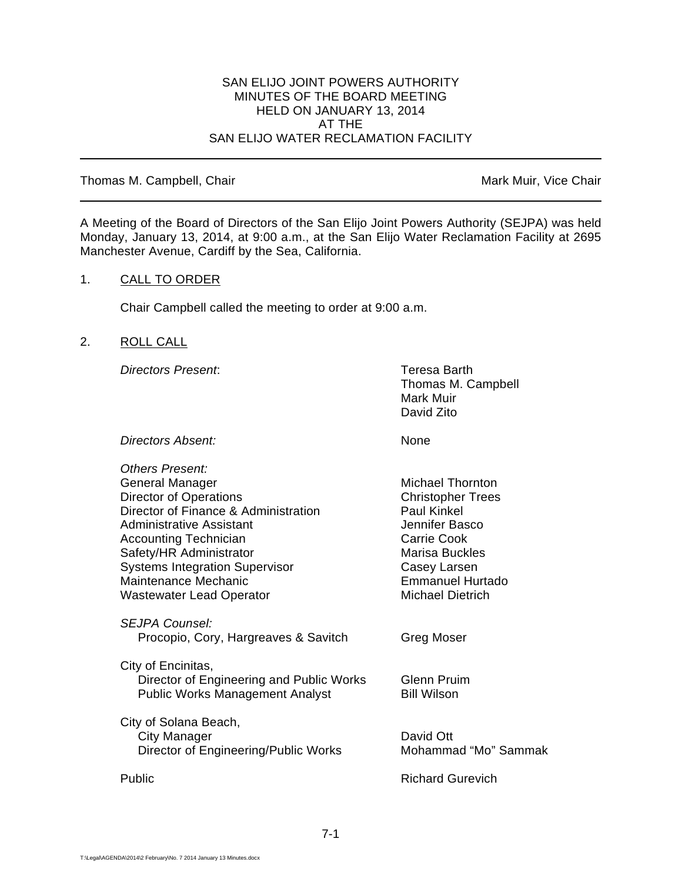SAN ELIJO JOINT POWERS AUTHORITY
MINUTES OF THE BOARD MEETING
HELD ON JANUARY 13, 2014
AT THE
SAN ELIJO WATER RECLAMATION FACILITY

---

Thomas M. Campbell, Chair — Mark Muir, Vice Chair

---

A Meeting of the Board of Directors of the San Elijo Joint Powers Authority (SEJPA) was held Monday, January 13, 2014, at 9:00 a.m., at the San Elijo Water Reclamation Facility at 2695 Manchester Avenue, Cardiff by the Sea, California.

1. <u>CALL TO ORDER</u>

   Chair Campbell called the meeting to order at 9:00 a.m.

2. <u>ROLL CALL</u>

   *Directors Present*: Teresa Barth, Thomas M. Campbell, Mark Muir, David Zito

   *Directors Absent:* None

   *Others Present:*

   | | |
   |---|---|
   | General Manager | Michael Thornton |
   | Director of Operations | Christopher Trees |
   | Director of Finance & Administration | Paul Kinkel |
   | Administrative Assistant | Jennifer Basco |
   | Accounting Technician | Carrie Cook |
   | Safety/HR Administrator | Marisa Buckles |
   | Systems Integration Supervisor | Casey Larsen |
   | Maintenance Mechanic | Emmanuel Hurtado |
   | Wastewater Lead Operator | Michael Dietrich |

   *SEJPA Counsel:*

   | | |
   |---|---|
   | Procopio, Cory, Hargreaves & Savitch | Greg Moser |

   City of Encinitas,

   | | |
   |---|---|
   | Director of Engineering and Public Works | Glenn Pruim |
   | Public Works Management Analyst | Bill Wilson |

   City of Solana Beach,

   | | |
   |---|---|
   | City Manager | David Ott |
   | Director of Engineering/Public Works | Mohammad "Mo" Sammak |

   | | |
   |---|---|
   | Public | Richard Gurevich |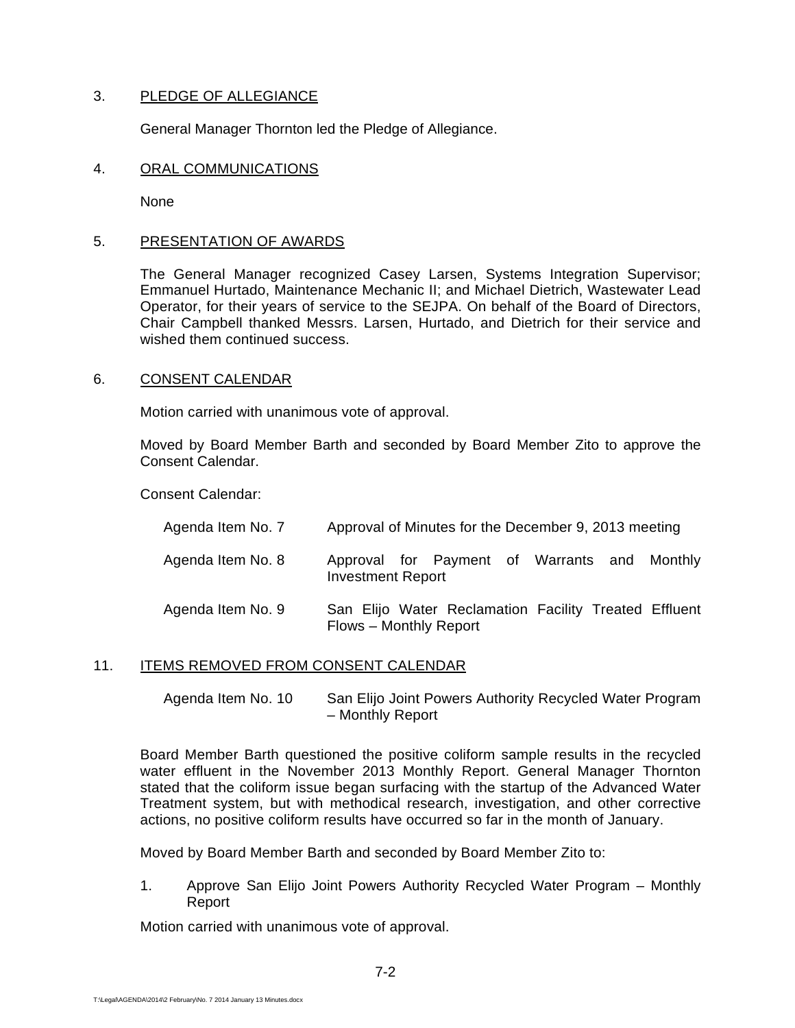3. PLEDGE OF ALLEGIANCE

General Manager Thornton led the Pledge of Allegiance.

4. ORAL COMMUNICATIONS

None

5. PRESENTATION OF AWARDS

The General Manager recognized Casey Larsen, Systems Integration Supervisor; Emmanuel Hurtado, Maintenance Mechanic II; and Michael Dietrich, Wastewater Lead Operator, for their years of service to the SEJPA. On behalf of the Board of Directors, Chair Campbell thanked Messrs. Larsen, Hurtado, and Dietrich for their service and wished them continued success.

6. CONSENT CALENDAR

Motion carried with unanimous vote of approval.

Moved by Board Member Barth and seconded by Board Member Zito to approve the Consent Calendar.

Consent Calendar:

| | |
|---|---|
| Agenda Item No. 7 | Approval of Minutes for the December 9, 2013 meeting |
| Agenda Item No. 8 | Approval for Payment of Warrants and Monthly Investment Report |
| Agenda Item No. 9 | San Elijo Water Reclamation Facility Treated Effluent Flows – Monthly Report |

11. ITEMS REMOVED FROM CONSENT CALENDAR

| | |
|---|---|
| Agenda Item No. 10 | San Elijo Joint Powers Authority Recycled Water Program – Monthly Report |

Board Member Barth questioned the positive coliform sample results in the recycled water effluent in the November 2013 Monthly Report. General Manager Thornton stated that the coliform issue began surfacing with the startup of the Advanced Water Treatment system, but with methodical research, investigation, and other corrective actions, no positive coliform results have occurred so far in the month of January.

Moved by Board Member Barth and seconded by Board Member Zito to:

1. Approve San Elijo Joint Powers Authority Recycled Water Program – Monthly Report

Motion carried with unanimous vote of approval.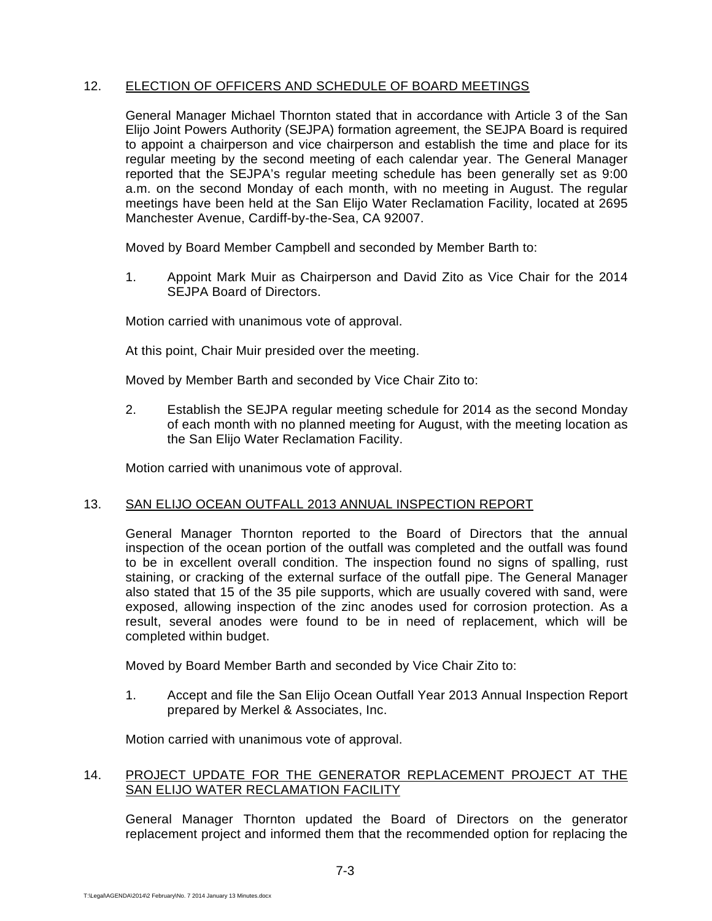12. <u>ELECTION OF OFFICERS AND SCHEDULE OF BOARD MEETINGS</u>

General Manager Michael Thornton stated that in accordance with Article 3 of the San Elijo Joint Powers Authority (SEJPA) formation agreement, the SEJPA Board is required to appoint a chairperson and vice chairperson and establish the time and place for its regular meeting by the second meeting of each calendar year. The General Manager reported that the SEJPA's regular meeting schedule has been generally set as 9:00 a.m. on the second Monday of each month, with no meeting in August. The regular meetings have been held at the San Elijo Water Reclamation Facility, located at 2695 Manchester Avenue, Cardiff-by-the-Sea, CA 92007.

Moved by Board Member Campbell and seconded by Member Barth to:

1. Appoint Mark Muir as Chairperson and David Zito as Vice Chair for the 2014 SEJPA Board of Directors.

Motion carried with unanimous vote of approval.

At this point, Chair Muir presided over the meeting.

Moved by Member Barth and seconded by Vice Chair Zito to:

2. Establish the SEJPA regular meeting schedule for 2014 as the second Monday of each month with no planned meeting for August, with the meeting location as the San Elijo Water Reclamation Facility.

Motion carried with unanimous vote of approval.

13. <u>SAN ELIJO OCEAN OUTFALL 2013 ANNUAL INSPECTION REPORT</u>

General Manager Thornton reported to the Board of Directors that the annual inspection of the ocean portion of the outfall was completed and the outfall was found to be in excellent overall condition. The inspection found no signs of spalling, rust staining, or cracking of the external surface of the outfall pipe. The General Manager also stated that 15 of the 35 pile supports, which are usually covered with sand, were exposed, allowing inspection of the zinc anodes used for corrosion protection. As a result, several anodes were found to be in need of replacement, which will be completed within budget.

Moved by Board Member Barth and seconded by Vice Chair Zito to:

1. Accept and file the San Elijo Ocean Outfall Year 2013 Annual Inspection Report prepared by Merkel & Associates, Inc.

Motion carried with unanimous vote of approval.

14. <u>PROJECT UPDATE FOR THE GENERATOR REPLACEMENT PROJECT AT THE SAN ELIJO WATER RECLAMATION FACILITY</u>

General Manager Thornton updated the Board of Directors on the generator replacement project and informed them that the recommended option for replacing the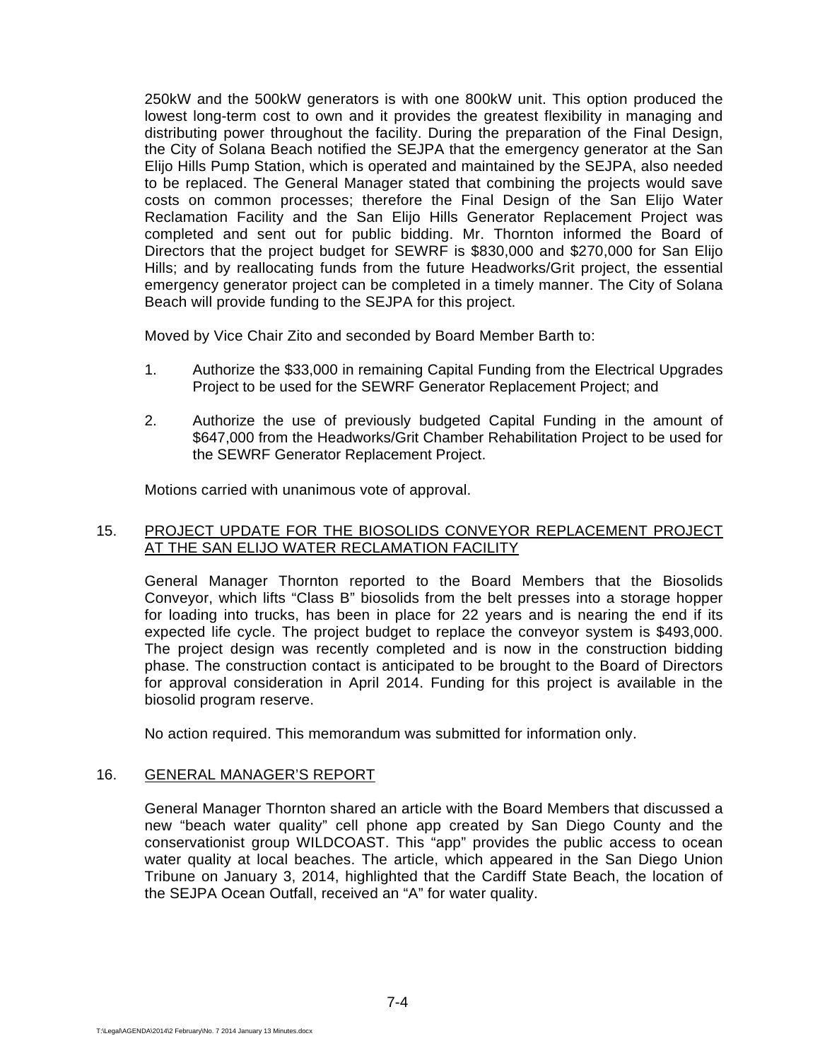250kW and the 500kW generators is with one 800kW unit. This option produced the lowest long-term cost to own and it provides the greatest flexibility in managing and distributing power throughout the facility. During the preparation of the Final Design, the City of Solana Beach notified the SEJPA that the emergency generator at the San Elijo Hills Pump Station, which is operated and maintained by the SEJPA, also needed to be replaced. The General Manager stated that combining the projects would save costs on common processes; therefore the Final Design of the San Elijo Water Reclamation Facility and the San Elijo Hills Generator Replacement Project was completed and sent out for public bidding. Mr. Thornton informed the Board of Directors that the project budget for SEWRF is $830,000 and $270,000 for San Elijo Hills; and by reallocating funds from the future Headworks/Grit project, the essential emergency generator project can be completed in a timely manner. The City of Solana Beach will provide funding to the SEJPA for this project.

Moved by Vice Chair Zito and seconded by Board Member Barth to:

1. Authorize the $33,000 in remaining Capital Funding from the Electrical Upgrades Project to be used for the SEWRF Generator Replacement Project; and
2. Authorize the use of previously budgeted Capital Funding in the amount of $647,000 from the Headworks/Grit Chamber Rehabilitation Project to be used for the SEWRF Generator Replacement Project.

Motions carried with unanimous vote of approval.

## 15. PROJECT UPDATE FOR THE BIOSOLIDS CONVEYOR REPLACEMENT PROJECT AT THE SAN ELIJO WATER RECLAMATION FACILITY

General Manager Thornton reported to the Board Members that the Biosolids Conveyor, which lifts "Class B" biosolids from the belt presses into a storage hopper for loading into trucks, has been in place for 22 years and is nearing the end if its expected life cycle. The project budget to replace the conveyor system is $493,000. The project design was recently completed and is now in the construction bidding phase. The construction contact is anticipated to be brought to the Board of Directors for approval consideration in April 2014. Funding for this project is available in the biosolid program reserve.

No action required. This memorandum was submitted for information only.

## 16. GENERAL MANAGER'S REPORT

General Manager Thornton shared an article with the Board Members that discussed a new "beach water quality" cell phone app created by San Diego County and the conservationist group WILDCOAST. This "app" provides the public access to ocean water quality at local beaches. The article, which appeared in the San Diego Union Tribune on January 3, 2014, highlighted that the Cardiff State Beach, the location of the SEJPA Ocean Outfall, received an "A" for water quality.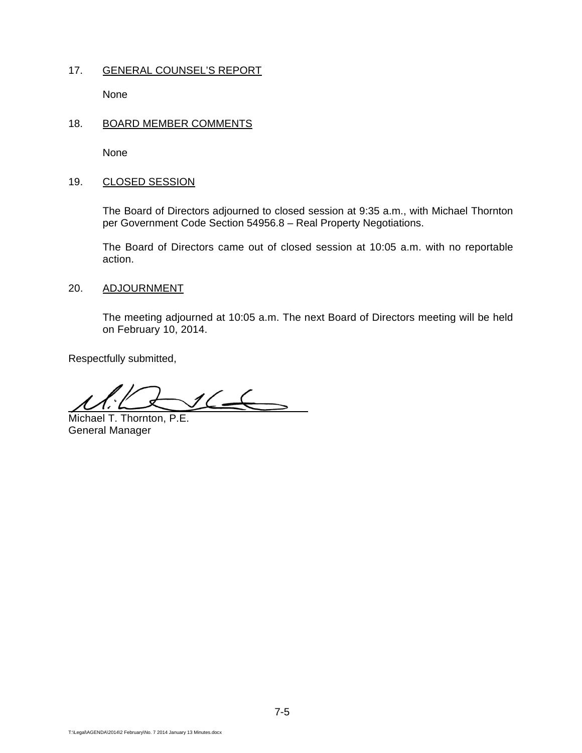17. GENERAL COUNSEL'S REPORT

None

18. BOARD MEMBER COMMENTS

None

19. CLOSED SESSION

The Board of Directors adjourned to closed session at 9:35 a.m., with Michael Thornton per Government Code Section 54956.8 – Real Property Negotiations.

The Board of Directors came out of closed session at 10:05 a.m. with no reportable action.

20. ADJOURNMENT

The meeting adjourned at 10:05 a.m. The next Board of Directors meeting will be held on February 10, 2014.

Respectfully submitted,

Michael T. Thornton, P.E.
General Manager

T:\Legal\AGENDA\2014\2 February\No. 7 2014 January 13 Minutes.docx